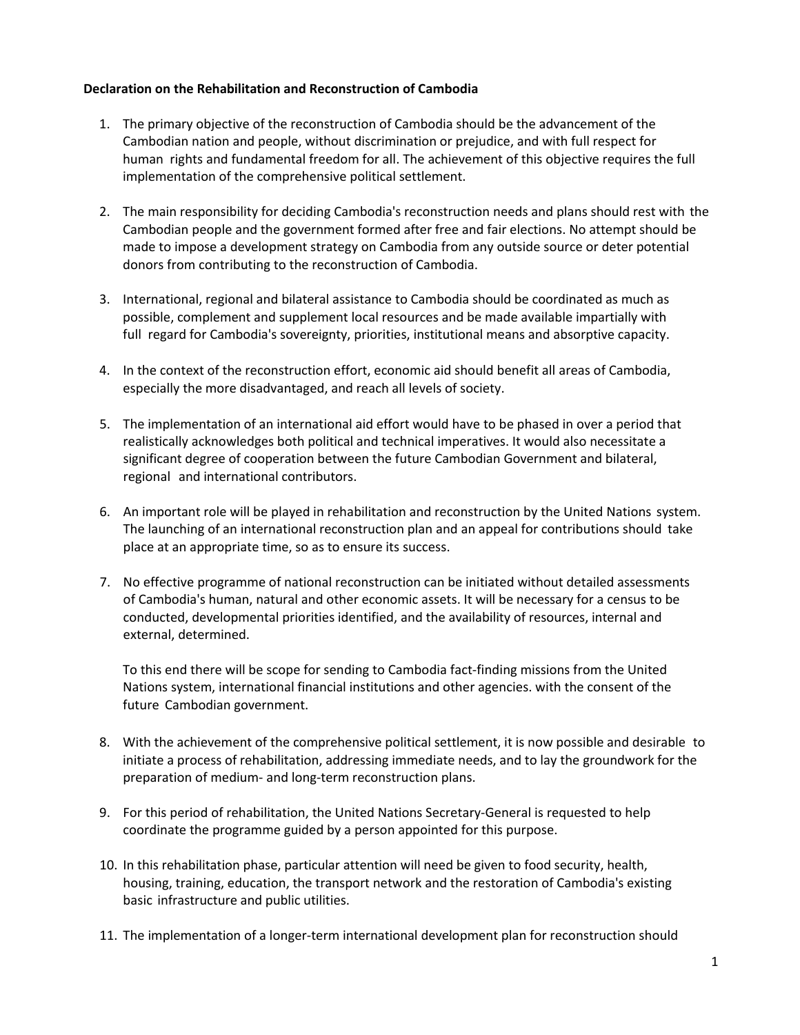**Declaration on the Rehabilitation and Reconstruction of Cambodia**

1. The primary objective of the reconstruction of Cambodia should be the advancement of the Cambodian nation and people, without discrimination or prejudice, and with full respect for human rights and fundamental freedom for all. The achievement of this objective requires the full implementation of the comprehensive political settlement.

2. The main responsibility for deciding Cambodia's reconstruction needs and plans should rest with the Cambodian people and the government formed after free and fair elections. No attempt should be made to impose a development strategy on Cambodia from any outside source or deter potential donors from contributing to the reconstruction of Cambodia.

3. International, regional and bilateral assistance to Cambodia should be coordinated as much as possible, complement and supplement local resources and be made available impartially with full regard for Cambodia's sovereignty, priorities, institutional means and absorptive capacity.

4. In the context of the reconstruction effort, economic aid should benefit all areas of Cambodia, especially the more disadvantaged, and reach all levels of society.

5. The implementation of an international aid effort would have to be phased in over a period that realistically acknowledges both political and technical imperatives. It would also necessitate a significant degree of cooperation between the future Cambodian Government and bilateral, regional and international contributors.

6. An important role will be played in rehabilitation and reconstruction by the United Nations system. The launching of an international reconstruction plan and an appeal for contributions should take place at an appropriate time, so as to ensure its success.

7. No effective programme of national reconstruction can be initiated without detailed assessments of Cambodia's human, natural and other economic assets. It will be necessary for a census to be conducted, developmental priorities identified, and the availability of resources, internal and external, determined.

   To this end there will be scope for sending to Cambodia fact-finding missions from the United Nations system, international financial institutions and other agencies. with the consent of the future Cambodian government.

8. With the achievement of the comprehensive political settlement, it is now possible and desirable to initiate a process of rehabilitation, addressing immediate needs, and to lay the groundwork for the preparation of medium- and long-term reconstruction plans.

9. For this period of rehabilitation, the United Nations Secretary-General is requested to help coordinate the programme guided by a person appointed for this purpose.

10. In this rehabilitation phase, particular attention will need be given to food security, health, housing, training, education, the transport network and the restoration of Cambodia's existing basic infrastructure and public utilities.

11. The implementation of a longer-term international development plan for reconstruction should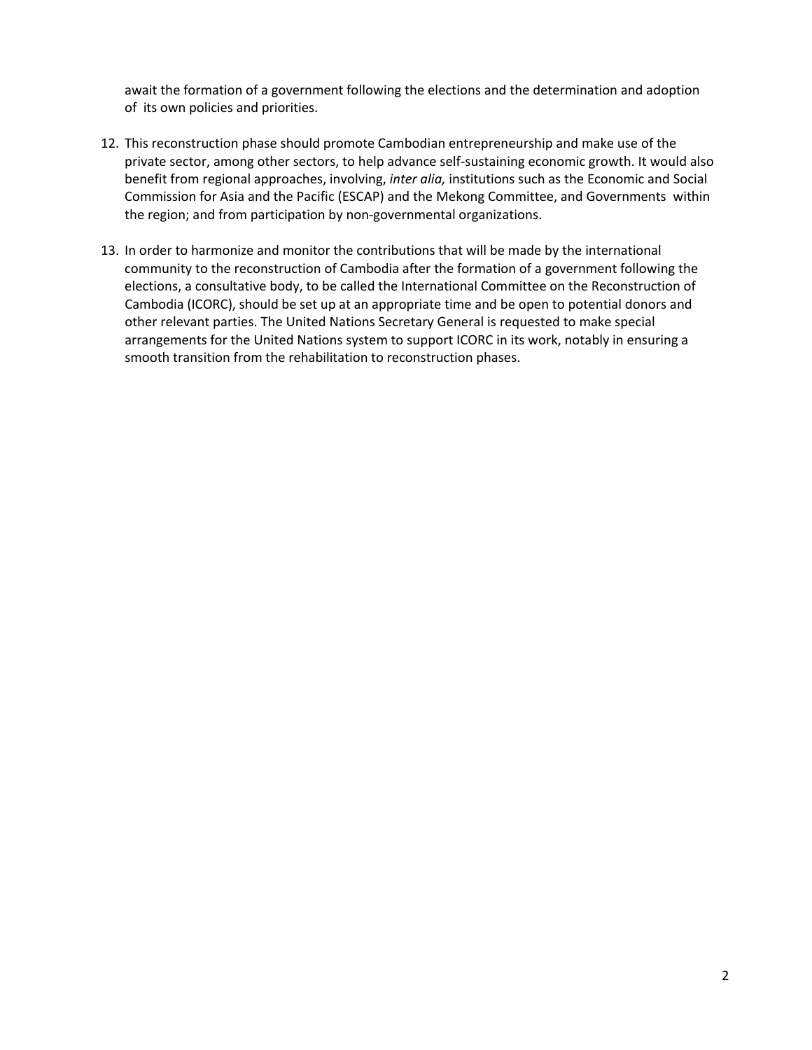await the formation of a government following the elections and the determination and adoption of its own policies and priorities.

12. This reconstruction phase should promote Cambodian entrepreneurship and make use of the private sector, among other sectors, to help advance self-sustaining economic growth. It would also benefit from regional approaches, involving, *inter alia,* institutions such as the Economic and Social Commission for Asia and the Pacific (ESCAP) and the Mekong Committee, and Governments within the region; and from participation by non-governmental organizations.

13. In order to harmonize and monitor the contributions that will be made by the international community to the reconstruction of Cambodia after the formation of a government following the elections, a consultative body, to be called the International Committee on the Reconstruction of Cambodia (ICORC), should be set up at an appropriate time and be open to potential donors and other relevant parties. The United Nations Secretary General is requested to make special arrangements for the United Nations system to support ICORC in its work, notably in ensuring a smooth transition from the rehabilitation to reconstruction phases.